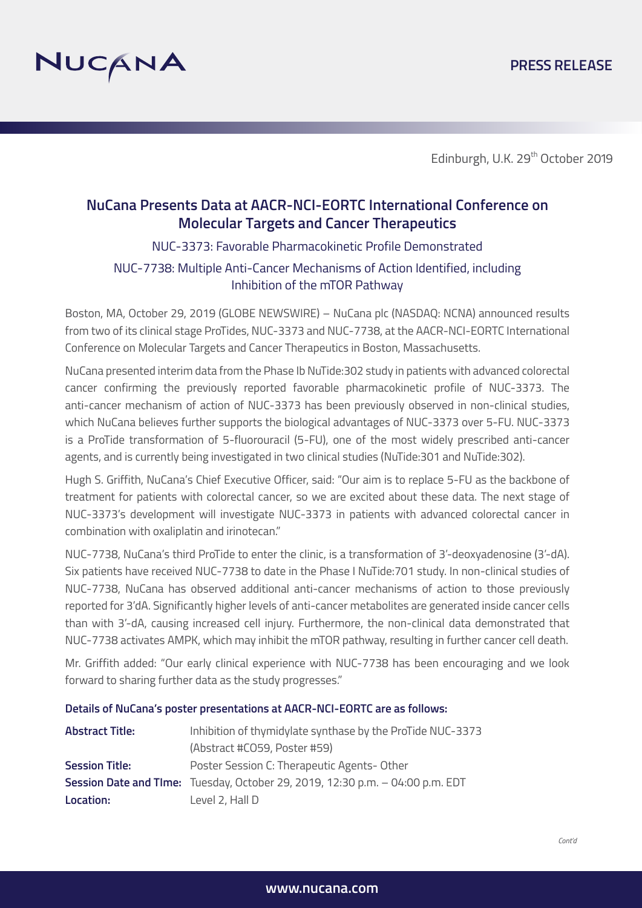NUCANA

PRESS RELEASE

Edinburgh, U.K. 29th October 2019

# NuCana Presents Data at AACR-NCI-EORTC International Conference on Molecular Targets and Cancer Therapeutics

NUC-3373: Favorable Pharmacokinetic Profile Demonstrated

NUC-7738: Multiple Anti-Cancer Mechanisms of Action Identified, including Inhibition of the mTOR Pathway

Boston, MA, October 29, 2019 (GLOBE NEWSWIRE) – NuCana plc (NASDAQ: NCNA) announced results from two of its clinical stage ProTides, NUC-3373 and NUC-7738, at the AACR-NCI-EORTC International Conference on Molecular Targets and Cancer Therapeutics in Boston, Massachusetts.

NuCana presented interim data from the Phase Ib NuTide:302 study in patients with advanced colorectal cancer confirming the previously reported favorable pharmacokinetic profile of NUC-3373. The anti-cancer mechanism of action of NUC-3373 has been previously observed in non-clinical studies, which NuCana believes further supports the biological advantages of NUC-3373 over 5-FU. NUC-3373 is a ProTide transformation of 5-fluorouracil (5-FU), one of the most widely prescribed anti-cancer agents, and is currently being investigated in two clinical studies (NuTide:301 and NuTide:302).

Hugh S. Griffith, NuCana's Chief Executive Officer, said: "Our aim is to replace 5-FU as the backbone of treatment for patients with colorectal cancer, so we are excited about these data. The next stage of NUC-3373's development will investigate NUC-3373 in patients with advanced colorectal cancer in combination with oxaliplatin and irinotecan."

NUC-7738, NuCana's third ProTide to enter the clinic, is a transformation of 3'-deoxyadenosine (3'-dA). Six patients have received NUC-7738 to date in the Phase I NuTide:701 study. In non-clinical studies of NUC-7738, NuCana has observed additional anti-cancer mechanisms of action to those previously reported for 3'dA. Significantly higher levels of anti-cancer metabolites are generated inside cancer cells than with 3'-dA, causing increased cell injury. Furthermore, the non-clinical data demonstrated that NUC-7738 activates AMPK, which may inhibit the mTOR pathway, resulting in further cancer cell death.

Mr. Griffith added: "Our early clinical experience with NUC-7738 has been encouraging and we look forward to sharing further data as the study progresses."

**Details of NuCana's poster presentations at AACR-NCI-EORTC are as follows:**

| | |
|---|---|
| **Abstract Title:** | Inhibition of thymidylate synthase by the ProTide NUC-3373 (Abstract #C059, Poster #59) |
| **Session Title:** | Poster Session C: Therapeutic Agents- Other |
| **Session Date and TIme:** | Tuesday, October 29, 2019, 12:30 p.m. – 04:00 p.m. EDT |
| **Location:** | Level 2, Hall D |

*Cont'd*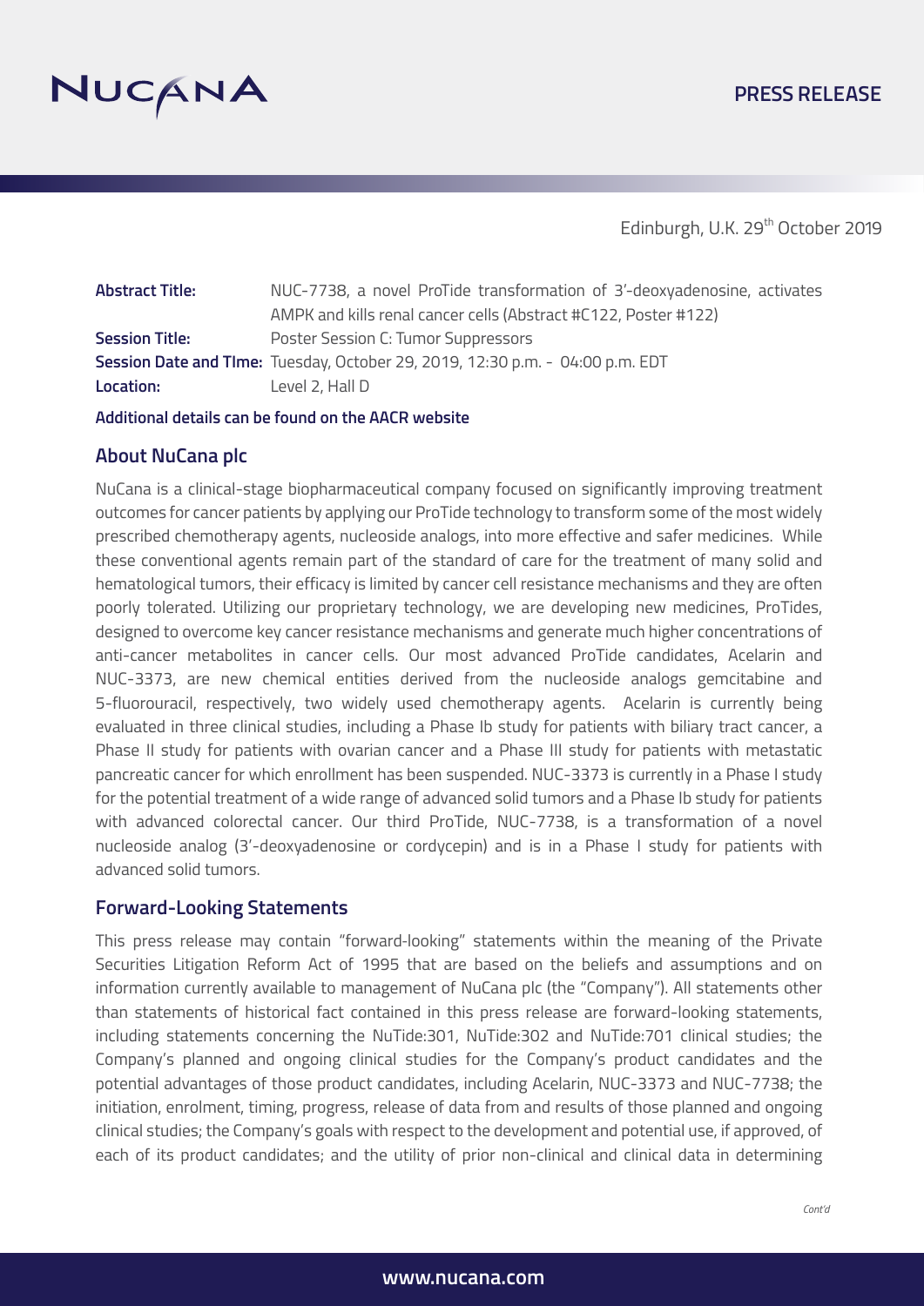Edinburgh, U.K. 29th October 2019

| | |
|---|---|
| **Abstract Title:** | NUC-7738, a novel ProTide transformation of 3'-deoxyadenosine, activates AMPK and kills renal cancer cells (Abstract #C122, Poster #122) |
| **Session Title:** | Poster Session C: Tumor Suppressors |
| **Session Date and TIme:** | Tuesday, October 29, 2019, 12:30 p.m. - 04:00 p.m. EDT |
| **Location:** | Level 2, Hall D |

**Additional details can be found on the AACR website**

## About NuCana plc

NuCana is a clinical-stage biopharmaceutical company focused on significantly improving treatment outcomes for cancer patients by applying our ProTide technology to transform some of the most widely prescribed chemotherapy agents, nucleoside analogs, into more effective and safer medicines. While these conventional agents remain part of the standard of care for the treatment of many solid and hematological tumors, their efficacy is limited by cancer cell resistance mechanisms and they are often poorly tolerated. Utilizing our proprietary technology, we are developing new medicines, ProTides, designed to overcome key cancer resistance mechanisms and generate much higher concentrations of anti-cancer metabolites in cancer cells. Our most advanced ProTide candidates, Acelarin and NUC-3373, are new chemical entities derived from the nucleoside analogs gemcitabine and 5-fluorouracil, respectively, two widely used chemotherapy agents. Acelarin is currently being evaluated in three clinical studies, including a Phase Ib study for patients with biliary tract cancer, a Phase II study for patients with ovarian cancer and a Phase III study for patients with metastatic pancreatic cancer for which enrollment has been suspended. NUC-3373 is currently in a Phase I study for the potential treatment of a wide range of advanced solid tumors and a Phase Ib study for patients with advanced colorectal cancer. Our third ProTide, NUC-7738, is a transformation of a novel nucleoside analog (3'-deoxyadenosine or cordycepin) and is in a Phase I study for patients with advanced solid tumors.

## Forward-Looking Statements

This press release may contain "forward-looking" statements within the meaning of the Private Securities Litigation Reform Act of 1995 that are based on the beliefs and assumptions and on information currently available to management of NuCana plc (the "Company"). All statements other than statements of historical fact contained in this press release are forward-looking statements, including statements concerning the NuTide:301, NuTide:302 and NuTide:701 clinical studies; the Company's planned and ongoing clinical studies for the Company's product candidates and the potential advantages of those product candidates, including Acelarin, NUC-3373 and NUC-7738; the initiation, enrolment, timing, progress, release of data from and results of those planned and ongoing clinical studies; the Company's goals with respect to the development and potential use, if approved, of each of its product candidates; and the utility of prior non-clinical and clinical data in determining

*Cont'd*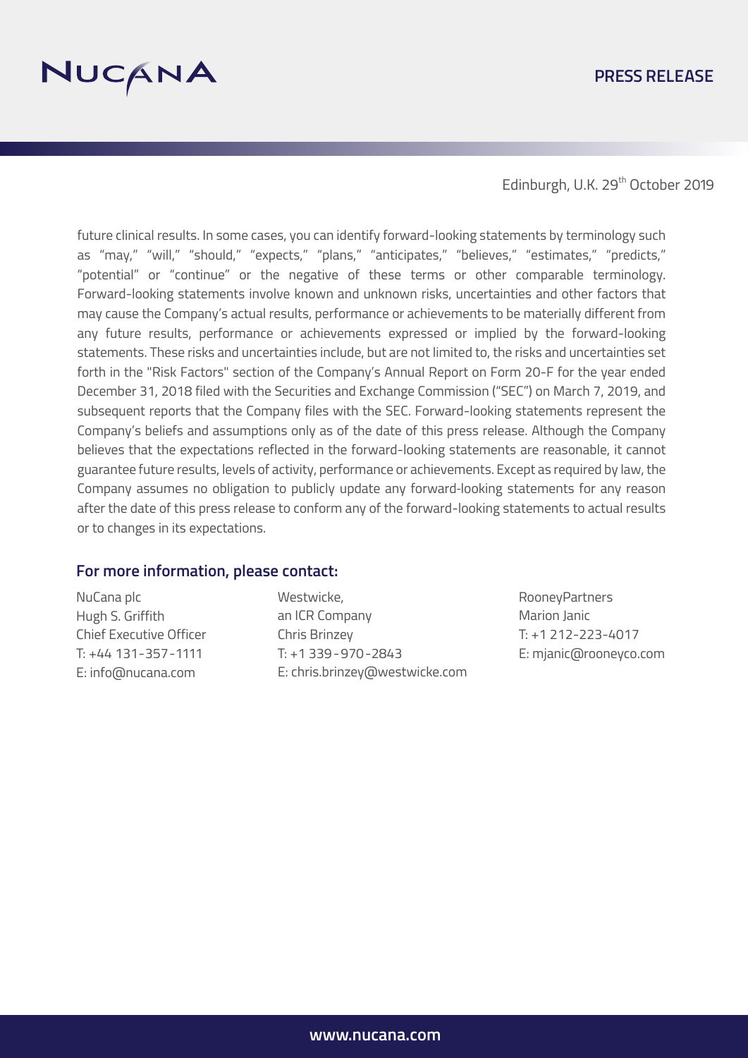Edinburgh, U.K. 29th October 2019

future clinical results. In some cases, you can identify forward-looking statements by terminology such as "may," "will," "should," "expects," "plans," "anticipates," "believes," "estimates," "predicts," "potential" or "continue" or the negative of these terms or other comparable terminology. Forward-looking statements involve known and unknown risks, uncertainties and other factors that may cause the Company's actual results, performance or achievements to be materially different from any future results, performance or achievements expressed or implied by the forward-looking statements. These risks and uncertainties include, but are not limited to, the risks and uncertainties set forth in the "Risk Factors" section of the Company's Annual Report on Form 20-F for the year ended December 31, 2018 filed with the Securities and Exchange Commission ("SEC") on March 7, 2019, and subsequent reports that the Company files with the SEC. Forward-looking statements represent the Company's beliefs and assumptions only as of the date of this press release. Although the Company believes that the expectations reflected in the forward-looking statements are reasonable, it cannot guarantee future results, levels of activity, performance or achievements. Except as required by law, the Company assumes no obligation to publicly update any forward-looking statements for any reason after the date of this press release to conform any of the forward-looking statements to actual results or to changes in its expectations.

## For more information, please contact:

NuCana plc
Hugh S. Griffith
Chief Executive Officer
T: +44 131-357-1111
E: info@nucana.com

Westwicke,
an ICR Company
Chris Brinzey
T: +1 339-970-2843
E: chris.brinzey@westwicke.com

RooneyPartners
Marion Janic
T: +1 212-223-4017
E: mjanic@rooneyco.com